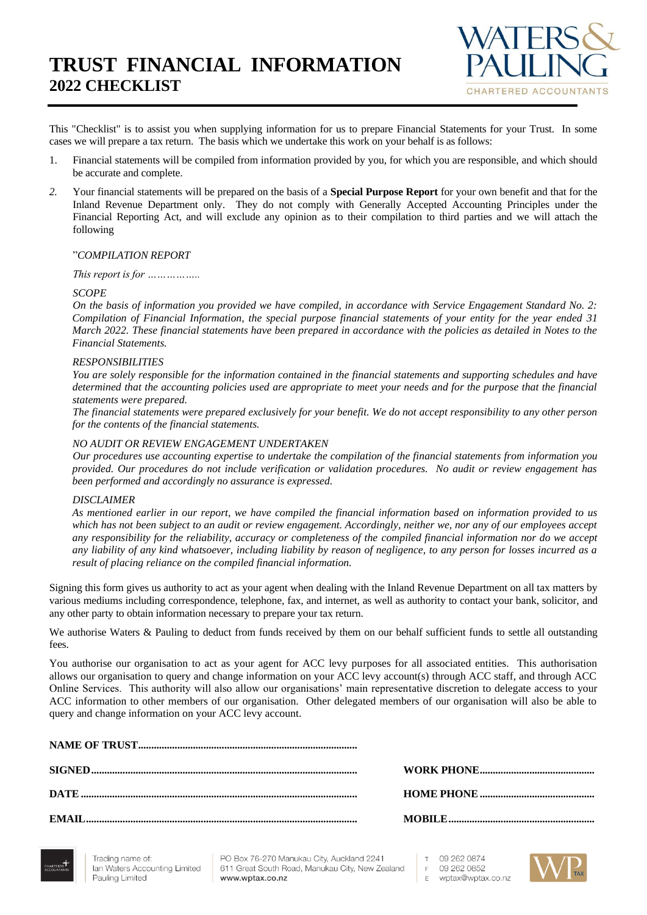# TRUST FINANCIAL INFORMATION
## 2022 CHECKLIST

This "Checklist" is to assist you when supplying information for us to prepare Financial Statements for your Trust. In some cases we will prepare a tax return. The basis which we undertake this work on your behalf is as follows:

1. Financial statements will be compiled from information provided by you, for which you are responsible, and which should be accurate and complete.

2. Your financial statements will be prepared on the basis of a **Special Purpose Report** for your own benefit and that for the Inland Revenue Department only. They do not comply with Generally Accepted Accounting Principles under the Financial Reporting Act, and will exclude any opinion as to their compilation to third parties and we will attach the following

   "*COMPILATION REPORT*

   *This report is for ……………..*

   *SCOPE*
   *On the basis of information you provided we have compiled, in accordance with Service Engagement Standard No. 2: Compilation of Financial Information, the special purpose financial statements of your entity for the year ended 31 March 2022. These financial statements have been prepared in accordance with the policies as detailed in Notes to the Financial Statements.*

   *RESPONSIBILITIES*
   *You are solely responsible for the information contained in the financial statements and supporting schedules and have determined that the accounting policies used are appropriate to meet your needs and for the purpose that the financial statements were prepared.*
   *The financial statements were prepared exclusively for your benefit. We do not accept responsibility to any other person for the contents of the financial statements.*

   *NO AUDIT OR REVIEW ENGAGEMENT UNDERTAKEN*
   *Our procedures use accounting expertise to undertake the compilation of the financial statements from information you provided. Our procedures do not include verification or validation procedures. No audit or review engagement has been performed and accordingly no assurance is expressed.*

   *DISCLAIMER*
   *As mentioned earlier in our report, we have compiled the financial information based on information provided to us which has not been subject to an audit or review engagement. Accordingly, neither we, nor any of our employees accept any responsibility for the reliability, accuracy or completeness of the compiled financial information nor do we accept any liability of any kind whatsoever, including liability by reason of negligence, to any person for losses incurred as a result of placing reliance on the compiled financial information.*

Signing this form gives us authority to act as your agent when dealing with the Inland Revenue Department on all tax matters by various mediums including correspondence, telephone, fax, and internet, as well as authority to contact your bank, solicitor, and any other party to obtain information necessary to prepare your tax return.

We authorise Waters & Pauling to deduct from funds received by them on our behalf sufficient funds to settle all outstanding fees.

You authorise our organisation to act as your agent for ACC levy purposes for all associated entities. This authorisation allows our organisation to query and change information on your ACC levy account(s) through ACC staff, and through ACC Online Services. This authority will also allow our organisations' main representative discretion to delegate access to your ACC information to other members of our organisation. Other delegated members of our organisation will also be able to query and change information on your ACC levy account.

**NAME OF TRUST**..................................................................................

**SIGNED**.................................................................................................... **WORK PHONE**............................................

**DATE**........................................................................................................ **HOME PHONE**............................................

**EMAIL**...................................................................................................... **MOBILE**........................................................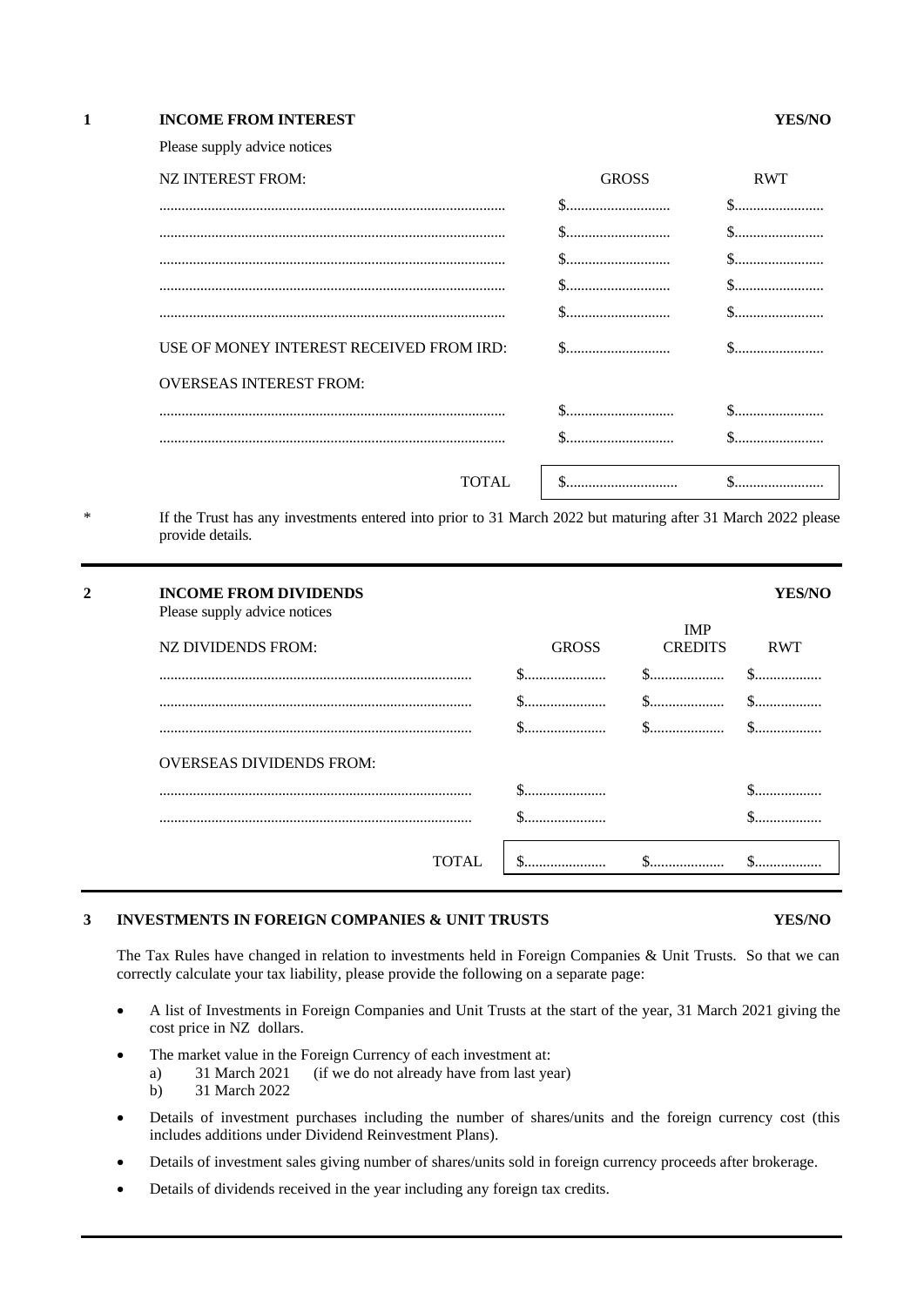## 1 INCOME FROM INTEREST — YES/NO

Please supply advice notices

| NZ INTEREST FROM: | GROSS | RWT |
|---|---|---|
| ............................................................................................ | $............................ | $........................ |
| ............................................................................................ | $............................ | $........................ |
| ............................................................................................ | $............................ | $........................ |
| ............................................................................................ | $............................ | $........................ |
| ............................................................................................ | $............................ | $........................ |
| USE OF MONEY INTEREST RECEIVED FROM IRD: | $............................ | $........................ |
| OVERSEAS INTEREST FROM: | | |
| ............................................................................................ | $............................ | $........................ |
| ............................................................................................ | $............................ | $........................ |
| TOTAL | $.............................. | $........................ |

* If the Trust has any investments entered into prior to 31 March 2022 but maturing after 31 March 2022 please provide details.

## 2 INCOME FROM DIVIDENDS — YES/NO

Please supply advice notices

| NZ DIVIDENDS FROM: | GROSS | IMP CREDITS | RWT |
|---|---|---|---|
| .................................................................................. | $...................... | $.................... | $.................. |
| .................................................................................. | $...................... | $.................... | $.................. |
| .................................................................................. | $...................... | $.................... | $.................. |
| OVERSEAS DIVIDENDS FROM: | | | |
| .................................................................................. | $...................... | | $.................. |
| .................................................................................. | $...................... | | $.................. |
| TOTAL | $...................... | $.................... | $.................. |

## 3 INVESTMENTS IN FOREIGN COMPANIES & UNIT TRUSTS — YES/NO

The Tax Rules have changed in relation to investments held in Foreign Companies & Unit Trusts. So that we can correctly calculate your tax liability, please provide the following on a separate page:

- A list of Investments in Foreign Companies and Unit Trusts at the start of the year, 31 March 2021 giving the cost price in NZ dollars.
- The market value in the Foreign Currency of each investment at:
  - a) 31 March 2021 (if we do not already have from last year)
  - b) 31 March 2022
- Details of investment purchases including the number of shares/units and the foreign currency cost (this includes additions under Dividend Reinvestment Plans).
- Details of investment sales giving number of shares/units sold in foreign currency proceeds after brokerage.
- Details of dividends received in the year including any foreign tax credits.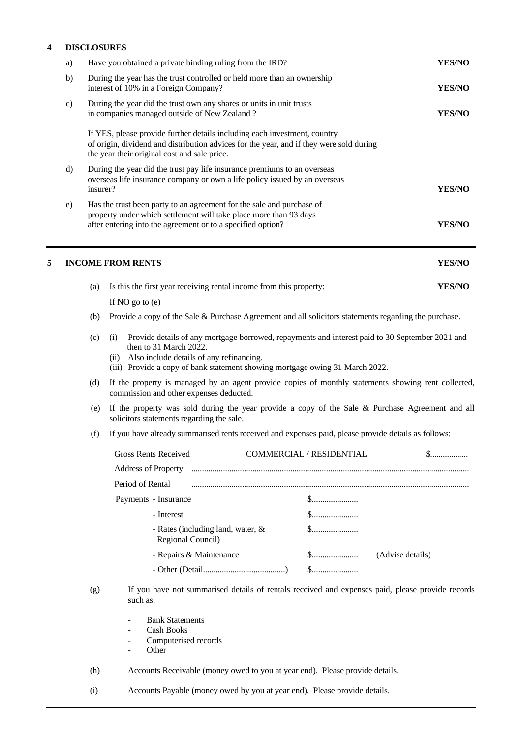## 4 DISCLOSURES

| | | |
|---|---|---|
| a) | Have you obtained a private binding ruling from the IRD? | **YES/NO** |
| b) | During the year has the trust controlled or held more than an ownership interest of 10% in a Foreign Company? | **YES/NO** |
| c) | During the year did the trust own any shares or units in unit trusts in companies managed outside of New Zealand ?<br><br>If YES, please provide further details including each investment, country of origin, dividend and distribution advices for the year, and if they were sold during the year their original cost and sale price. | **YES/NO** |
| d) | During the year did the trust pay life insurance premiums to an overseas overseas life insurance company or own a life policy issued by an overseas insurer? | **YES/NO** |
| e) | Has the trust been party to an agreement for the sale and purchase of property under which settlement will take place more than 93 days after entering into the agreement or to a specified option? | **YES/NO** |

---

## 5 INCOME FROM RENTS **YES/NO**

(a) Is this the first year receiving rental income from this property: **YES/NO**

If NO go to (e)

(b) Provide a copy of the Sale & Purchase Agreement and all solicitors statements regarding the purchase.

(c)
- (i) Provide details of any mortgage borrowed, repayments and interest paid to 30 September 2021 and then to 31 March 2022.
- (ii) Also include details of any refinancing.
- (iii) Provide a copy of bank statement showing mortgage owing 31 March 2022.

(d) If the property is managed by an agent provide copies of monthly statements showing rent collected, commission and other expenses deducted.

(e) If the property was sold during the year provide a copy of the Sale & Purchase Agreement and all solicitors statements regarding the sale.

(f) If you have already summarised rents received and expenses paid, please provide details as follows:

Gross Rents Received COMMERCIAL / RESIDENTIAL $..................

Address of Property ....................................................................................................................................

Period of Rental ....................................................................................................................................

Payments - Insurance $......................

- Interest $......................
- Rates (including land, water, & Regional Council) $......................
- Repairs & Maintenance $...................... (Advise details)
- Other (Detail.......................................) $......................

(g) If you have not summarised details of rentals received and expenses paid, please provide records such as:

- Bank Statements
- Cash Books
- Computerised records
- Other

(h) Accounts Receivable (money owed to you at year end). Please provide details.

(i) Accounts Payable (money owed by you at year end). Please provide details.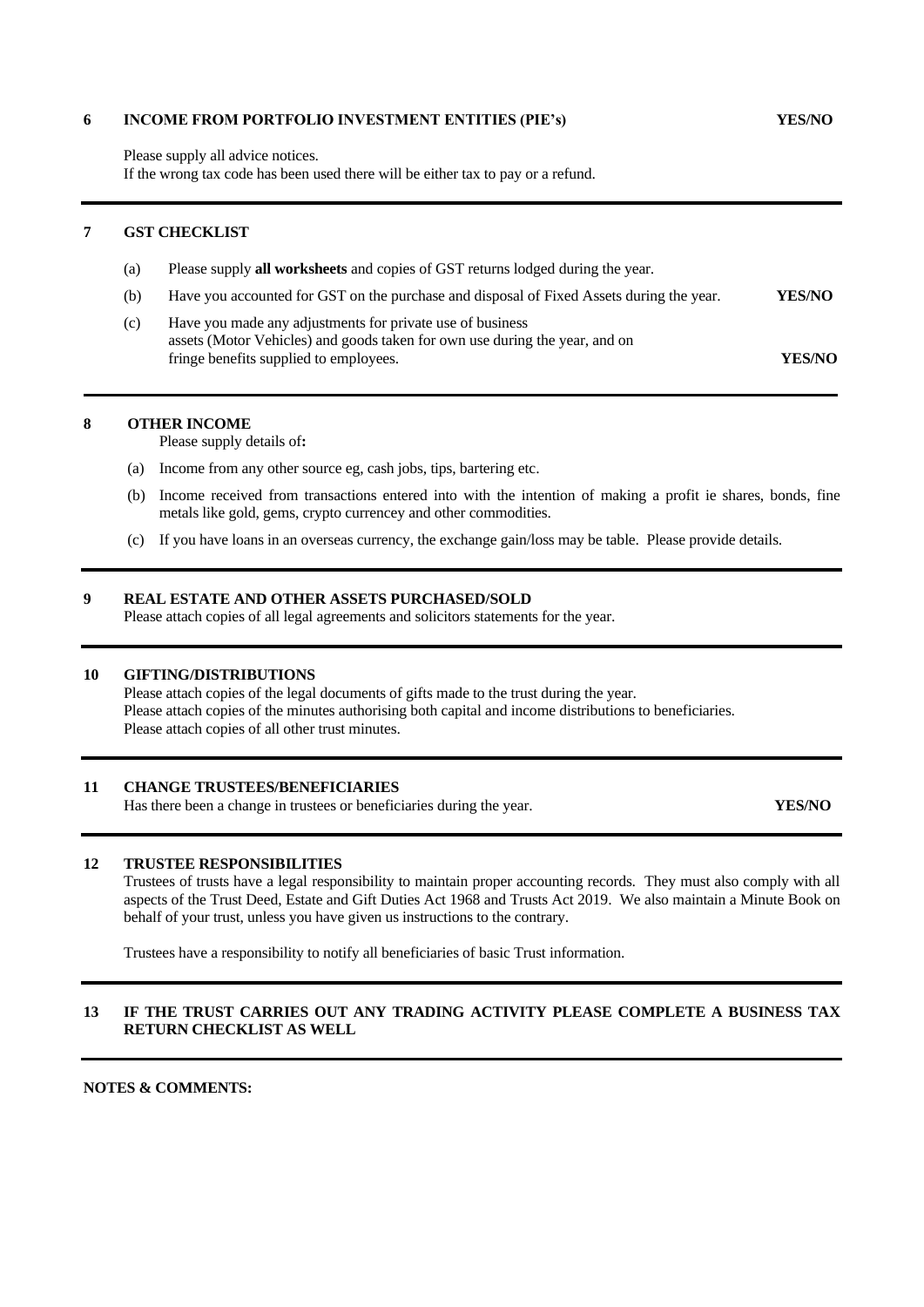## 6 INCOME FROM PORTFOLIO INVESTMENT ENTITIES (PIE's) YES/NO

Please supply all advice notices.
If the wrong tax code has been used there will be either tax to pay or a refund.

---

## 7 GST CHECKLIST

(a) Please supply **all worksheets** and copies of GST returns lodged during the year.

(b) Have you accounted for GST on the purchase and disposal of Fixed Assets during the year. **YES/NO**

(c) Have you made any adjustments for private use of business assets (Motor Vehicles) and goods taken for own use during the year, and on fringe benefits supplied to employees. **YES/NO**

---

## 8 OTHER INCOME

Please supply details of**:**

(a) Income from any other source eg, cash jobs, tips, bartering etc.

(b) Income received from transactions entered into with the intention of making a profit ie shares, bonds, fine metals like gold, gems, crypto currencey and other commodities.

(c) If you have loans in an overseas currency, the exchange gain/loss may be table. Please provide details.

---

## 9 REAL ESTATE AND OTHER ASSETS PURCHASED/SOLD

Please attach copies of all legal agreements and solicitors statements for the year.

---

## 10 GIFTING/DISTRIBUTIONS

Please attach copies of the legal documents of gifts made to the trust during the year.
Please attach copies of the minutes authorising both capital and income distributions to beneficiaries.
Please attach copies of all other trust minutes.

---

## 11 CHANGE TRUSTEES/BENEFICIARIES

Has there been a change in trustees or beneficiaries during the year. **YES/NO**

---

## 12 TRUSTEE RESPONSIBILITIES

Trustees of trusts have a legal responsibility to maintain proper accounting records. They must also comply with all aspects of the Trust Deed, Estate and Gift Duties Act 1968 and Trusts Act 2019. We also maintain a Minute Book on behalf of your trust, unless you have given us instructions to the contrary.

Trustees have a responsibility to notify all beneficiaries of basic Trust information.

---

## 13 IF THE TRUST CARRIES OUT ANY TRADING ACTIVITY PLEASE COMPLETE A BUSINESS TAX RETURN CHECKLIST AS WELL

---

**NOTES & COMMENTS:**